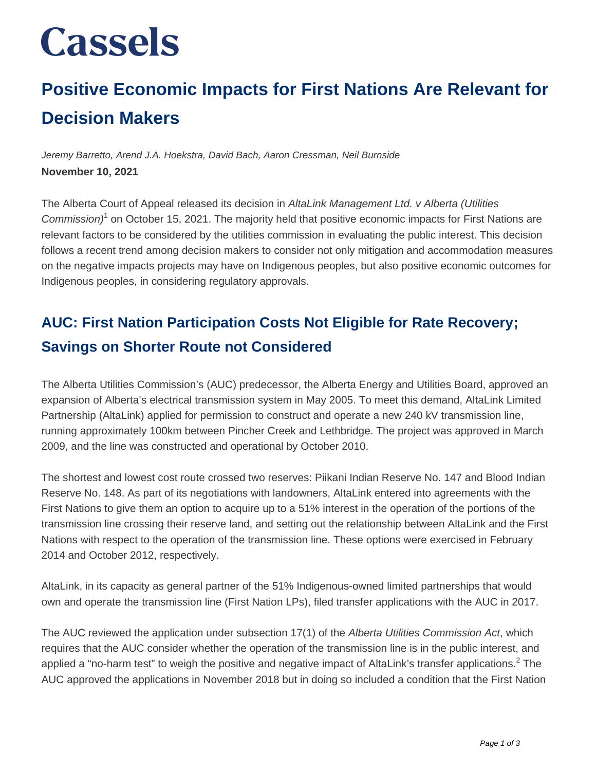# Cassels

## Positive Economic Impacts for First Nations Are Relevant for Decision Makers

*Jeremy Barretto, Arend J.A. Hoekstra, David Bach, Aaron Cressman, Neil Burnside*

**November 10, 2021**

The Alberta Court of Appeal released its decision in *AltaLink Management Ltd. v Alberta (Utilities Commission)*[1] on October 15, 2021. The majority held that positive economic impacts for First Nations are relevant factors to be considered by the utilities commission in evaluating the public interest. This decision follows a recent trend among decision makers to consider not only mitigation and accommodation measures on the negative impacts projects may have on Indigenous peoples, but also positive economic outcomes for Indigenous peoples, in considering regulatory approvals.

## AUC: First Nation Participation Costs Not Eligible for Rate Recovery; Savings on Shorter Route not Considered

The Alberta Utilities Commission's (AUC) predecessor, the Alberta Energy and Utilities Board, approved an expansion of Alberta's electrical transmission system in May 2005. To meet this demand, AltaLink Limited Partnership (AltaLink) applied for permission to construct and operate a new 240 kV transmission line, running approximately 100km between Pincher Creek and Lethbridge. The project was approved in March 2009, and the line was constructed and operational by October 2010.

The shortest and lowest cost route crossed two reserves: Piikani Indian Reserve No. 147 and Blood Indian Reserve No. 148. As part of its negotiations with landowners, AltaLink entered into agreements with the First Nations to give them an option to acquire up to a 51% interest in the operation of the portions of the transmission line crossing their reserve land, and setting out the relationship between AltaLink and the First Nations with respect to the operation of the transmission line. These options were exercised in February 2014 and October 2012, respectively.

AltaLink, in its capacity as general partner of the 51% Indigenous-owned limited partnerships that would own and operate the transmission line (First Nation LPs), filed transfer applications with the AUC in 2017.

The AUC reviewed the application under subsection 17(1) of the *Alberta Utilities Commission Act*, which requires that the AUC consider whether the operation of the transmission line is in the public interest, and applied a "no-harm test" to weigh the positive and negative impact of AltaLink's transfer applications.[2] The AUC approved the applications in November 2018 but in doing so included a condition that the First Nation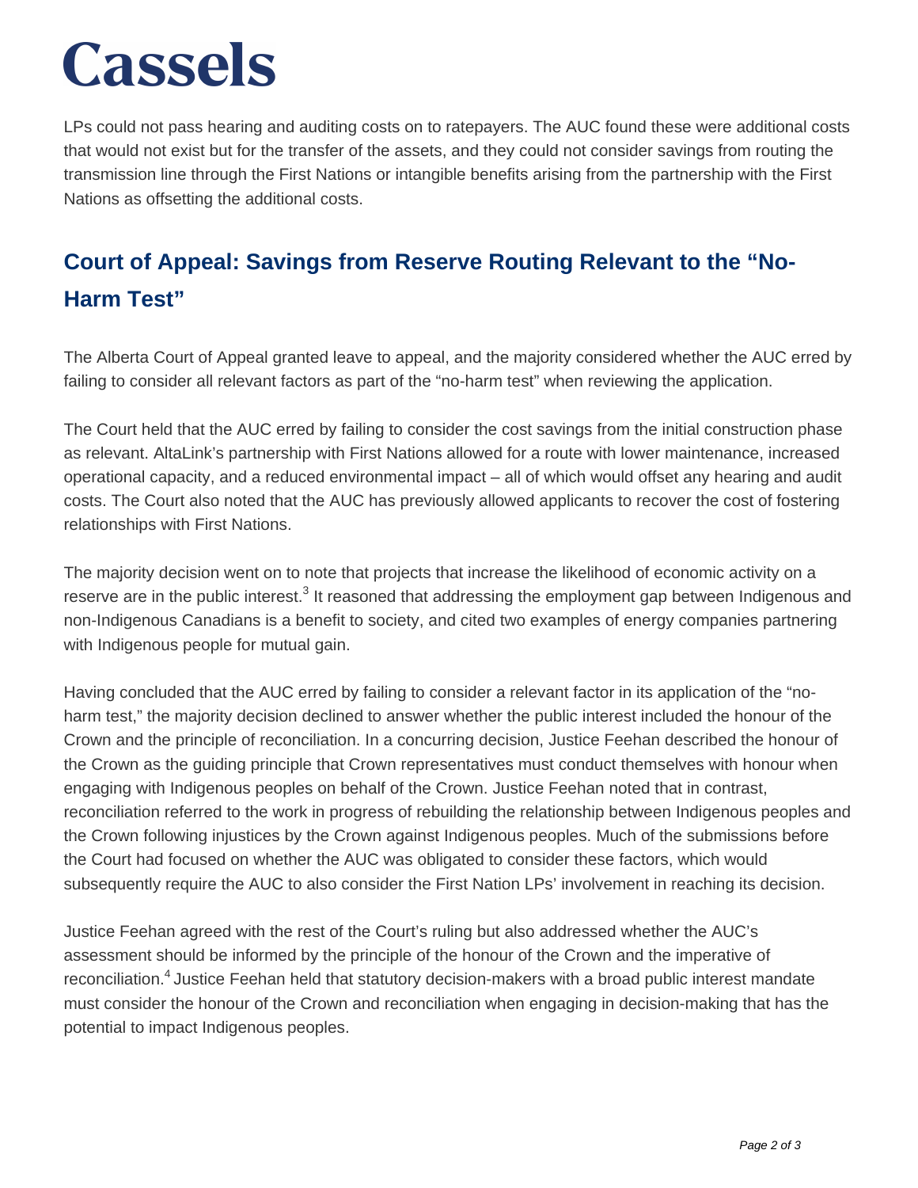LPs could not pass hearing and auditing costs on to ratepayers. The AUC found these were additional costs that would not exist but for the transfer of the assets, and they could not consider savings from routing the transmission line through the First Nations or intangible benefits arising from the partnership with the First Nations as offsetting the additional costs.

## Court of Appeal: Savings from Reserve Routing Relevant to the "No-Harm Test"

The Alberta Court of Appeal granted leave to appeal, and the majority considered whether the AUC erred by failing to consider all relevant factors as part of the "no-harm test" when reviewing the application.

The Court held that the AUC erred by failing to consider the cost savings from the initial construction phase as relevant. AltaLink's partnership with First Nations allowed for a route with lower maintenance, increased operational capacity, and a reduced environmental impact – all of which would offset any hearing and audit costs. The Court also noted that the AUC has previously allowed applicants to recover the cost of fostering relationships with First Nations.

The majority decision went on to note that projects that increase the likelihood of economic activity on a reserve are in the public interest.[3] It reasoned that addressing the employment gap between Indigenous and non-Indigenous Canadians is a benefit to society, and cited two examples of energy companies partnering with Indigenous people for mutual gain.

Having concluded that the AUC erred by failing to consider a relevant factor in its application of the "no-harm test," the majority decision declined to answer whether the public interest included the honour of the Crown and the principle of reconciliation. In a concurring decision, Justice Feehan described the honour of the Crown as the guiding principle that Crown representatives must conduct themselves with honour when engaging with Indigenous peoples on behalf of the Crown. Justice Feehan noted that in contrast, reconciliation referred to the work in progress of rebuilding the relationship between Indigenous peoples and the Crown following injustices by the Crown against Indigenous peoples. Much of the submissions before the Court had focused on whether the AUC was obligated to consider these factors, which would subsequently require the AUC to also consider the First Nation LPs' involvement in reaching its decision.

Justice Feehan agreed with the rest of the Court's ruling but also addressed whether the AUC's assessment should be informed by the principle of the honour of the Crown and the imperative of reconciliation.[4] Justice Feehan held that statutory decision-makers with a broad public interest mandate must consider the honour of the Crown and reconciliation when engaging in decision-making that has the potential to impact Indigenous peoples.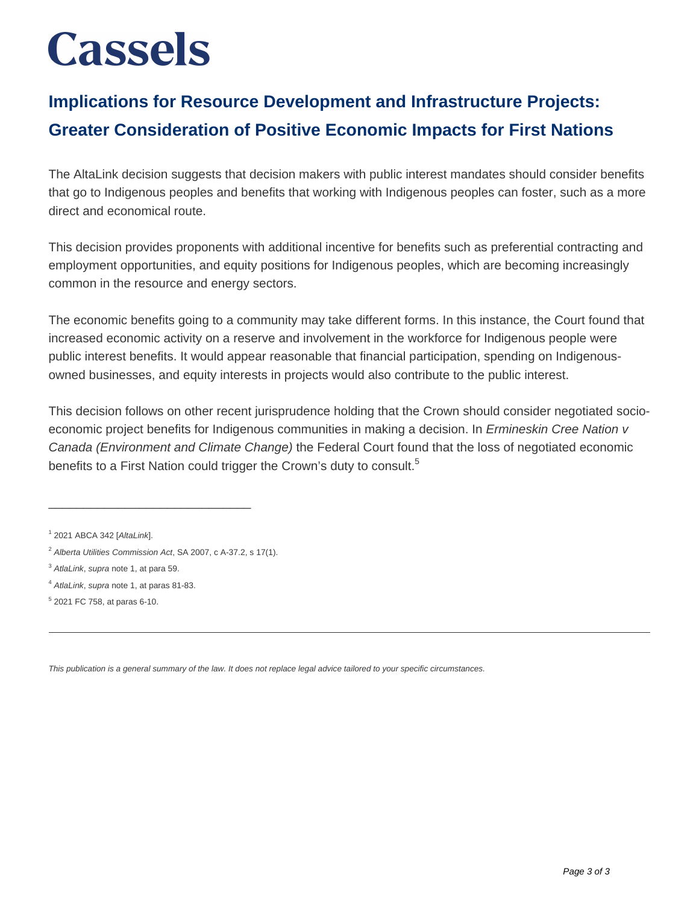## Implications for Resource Development and Infrastructure Projects: Greater Consideration of Positive Economic Impacts for First Nations

The AltaLink decision suggests that decision makers with public interest mandates should consider benefits that go to Indigenous peoples and benefits that working with Indigenous peoples can foster, such as a more direct and economical route.

This decision provides proponents with additional incentive for benefits such as preferential contracting and employment opportunities, and equity positions for Indigenous peoples, which are becoming increasingly common in the resource and energy sectors.

The economic benefits going to a community may take different forms. In this instance, the Court found that increased economic activity on a reserve and involvement in the workforce for Indigenous people were public interest benefits. It would appear reasonable that financial participation, spending on Indigenous-owned businesses, and equity interests in projects would also contribute to the public interest.

This decision follows on other recent jurisprudence holding that the Crown should consider negotiated socio-economic project benefits for Indigenous communities in making a decision. In *Ermineskin Cree Nation v Canada (Environment and Climate Change)* the Federal Court found that the loss of negotiated economic benefits to a First Nation could trigger the Crown's duty to consult.[5]

---

[1] 2021 ABCA 342 [*AltaLink*].

[2] *Alberta Utilities Commission Act*, SA 2007, c A-37.2, s 17(1).

[3] *AtlaLink*, *supra* note 1, at para 59.

[4] *AtlaLink*, *supra* note 1, at paras 81-83.

[5] 2021 FC 758, at paras 6-10.

*This publication is a general summary of the law. It does not replace legal advice tailored to your specific circumstances.*